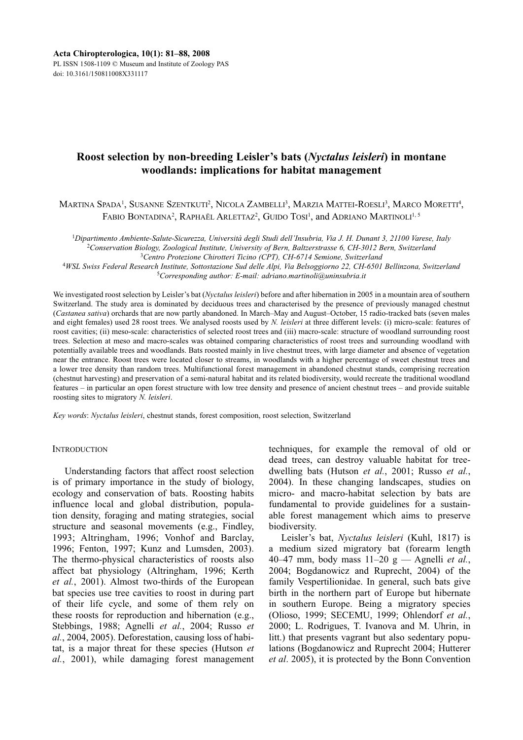Acta Chiropterologica, 10(1): 81–88, 2008
PL ISSN 1508-1109 © Museum and Institute of Zoology PAS
doi: 10.3161/150811008X331117

# Roost selection by non-breeding Leisler's bats (*Nyctalus leisleri*) in montane woodlands: implications for habitat management

Martina Spada[1], Susanne Szentkuti[2], Nicola Zambelli[3], Marzia Mattei-Roesli[3], Marco Moretti[4], Fabio Bontadina[2], Raphaël Arlettaz[2], Guido Tosi[1], and Adriano Martinoli[1, 5]

[1]*Dipartimento Ambiente-Salute-Sicurezza, Università degli Studi dell'Insubria, Via J. H. Dunant 3, 21100 Varese, Italy*
[2]*Conservation Biology, Zoological Institute, University of Bern, Baltzerstrasse 6, CH-3012 Bern, Switzerland*
[3]*Centro Protezione Chirotteri Ticino (CPT), CH-6714 Semione, Switzerland*
[4]*WSL Swiss Federal Research Institute, Sottostazione Sud delle Alpi, Via Belsoggiorno 22, CH-6501 Bellinzona, Switzerland*
[5]*Corresponding author: E-mail: adriano.martinoli@uninsubria.it*

We investigated roost selection by Leisler's bat (*Nyctalus leisleri*) before and after hibernation in 2005 in a mountain area of southern Switzerland. The study area is dominated by deciduous trees and characterised by the presence of previously managed chestnut (*Castanea sativa*) orchards that are now partly abandoned. In March–May and August–October, 15 radio-tracked bats (seven males and eight females) used 28 roost trees. We analysed roosts used by *N. leisleri* at three different levels: (i) micro-scale: features of roost cavities; (ii) meso-scale: characteristics of selected roost trees and (iii) macro-scale: structure of woodland surrounding roost trees. Selection at meso and macro-scales was obtained comparing characteristics of roost trees and surrounding woodland with potentially available trees and woodlands. Bats roosted mainly in live chestnut trees, with large diameter and absence of vegetation near the entrance. Roost trees were located closer to streams, in woodlands with a higher percentage of sweet chestnut trees and a lower tree density than random trees. Multifunctional forest management in abandoned chestnut stands, comprising recreation (chestnut harvesting) and preservation of a semi-natural habitat and its related biodiversity, would recreate the traditional woodland features – in particular an open forest structure with low tree density and presence of ancient chestnut trees – and provide suitable roosting sites to migratory *N. leisleri*.

*Key words*: *Nyctalus leisleri*, chestnut stands, forest composition, roost selection, Switzerland

## Introduction

Understanding factors that affect roost selection is of primary importance in the study of biology, ecology and conservation of bats. Roosting habits influence local and global distribution, population density, foraging and mating strategies, social structure and seasonal movements (e.g., Findley, 1993; Altringham, 1996; Vonhof and Barclay, 1996; Fenton, 1997; Kunz and Lumsden, 2003). The thermo-physical characteristics of roosts also affect bat physiology (Altringham, 1996; Kerth *et al.*, 2001). Almost two-thirds of the European bat species use tree cavities to roost in during part of their life cycle, and some of them rely on these roosts for reproduction and hibernation (e.g., Stebbings, 1988; Agnelli *et al.*, 2004; Russo *et al.*, 2004, 2005). Deforestation, causing loss of habitat, is a major threat for these species (Hutson *et al.*, 2001), while damaging forest management techniques, for example the removal of old or dead trees, can destroy valuable habitat for tree-dwelling bats (Hutson *et al.*, 2001; Russo *et al.*, 2004). In these changing landscapes, studies on micro- and macro-habitat selection by bats are fundamental to provide guidelines for a sustainable forest management which aims to preserve biodiversity.

Leisler's bat, *Nyctalus leisleri* (Kuhl, 1817) is a medium sized migratory bat (forearm length 40–47 mm, body mass 11–20 g — Agnelli *et al.*, 2004; Bogdanowicz and Ruprecht, 2004) of the family Vespertilionidae. In general, such bats give birth in the northern part of Europe but hibernate in southern Europe. Being a migratory species (Olioso, 1999; SECEMU, 1999; Ohlendorf *et al.*, 2000; L. Rodrigues, T. Ivanova and M. Uhrin, in litt.) that presents vagrant but also sedentary populations (Bogdanowicz and Ruprecht 2004; Hutterer *et al*. 2005), it is protected by the Bonn Convention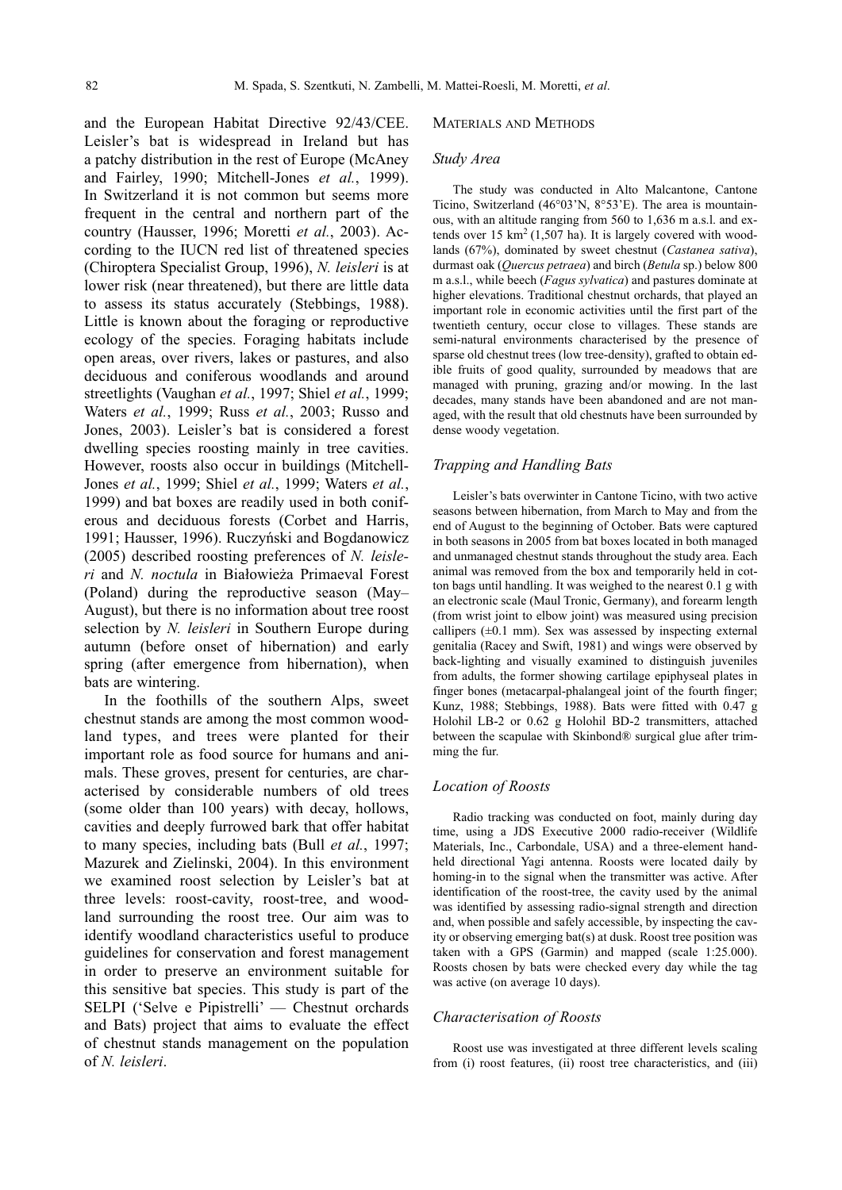and the European Habitat Directive 92/43/CEE. Leisler's bat is widespread in Ireland but has a patchy distribution in the rest of Europe (McAney and Fairley, 1990; Mitchell-Jones *et al.*, 1999). In Switzerland it is not common but seems more frequent in the central and northern part of the country (Hausser, 1996; Moretti *et al.*, 2003). According to the IUCN red list of threatened species (Chiroptera Specialist Group, 1996), *N. leisleri* is at lower risk (near threatened), but there are little data to assess its status accurately (Stebbings, 1988). Little is known about the foraging or reproductive ecology of the species. Foraging habitats include open areas, over rivers, lakes or pastures, and also deciduous and coniferous woodlands and around streetlights (Vaughan *et al.*, 1997; Shiel *et al.*, 1999; Waters *et al.*, 1999; Russ *et al.*, 2003; Russo and Jones, 2003). Leisler's bat is considered a forest dwelling species roosting mainly in tree cavities. However, roosts also occur in buildings (Mitchell-Jones *et al.*, 1999; Shiel *et al.*, 1999; Waters *et al.*, 1999) and bat boxes are readily used in both coniferous and deciduous forests (Corbet and Harris, 1991; Hausser, 1996). Ruczyński and Bogdanowicz (2005) described roosting preferences of *N. leisleri* and *N. noctula* in Białowieża Primaeval Forest (Poland) during the reproductive season (May–August), but there is no information about tree roost selection by *N. leisleri* in Southern Europe during autumn (before onset of hibernation) and early spring (after emergence from hibernation), when bats are wintering.

In the foothills of the southern Alps, sweet chestnut stands are among the most common woodland types, and trees were planted for their important role as food source for humans and animals. These groves, present for centuries, are characterised by considerable numbers of old trees (some older than 100 years) with decay, hollows, cavities and deeply furrowed bark that offer habitat to many species, including bats (Bull *et al.*, 1997; Mazurek and Zielinski, 2004). In this environment we examined roost selection by Leisler's bat at three levels: roost-cavity, roost-tree, and woodland surrounding the roost tree. Our aim was to identify woodland characteristics useful to produce guidelines for conservation and forest management in order to preserve an environment suitable for this sensitive bat species. This study is part of the SELPI ('Selve e Pipistrelli' — Chestnut orchards and Bats) project that aims to evaluate the effect of chestnut stands management on the population of *N. leisleri*.

## Materials and Methods

### Study Area

The study was conducted in Alto Malcantone, Cantone Ticino, Switzerland (46°03'N, 8°53'E). The area is mountainous, with an altitude ranging from 560 to 1,636 m a.s.l. and extends over 15 km$^2$ (1,507 ha). It is largely covered with woodlands (67%), dominated by sweet chestnut (*Castanea sativa*), durmast oak (*Quercus petraea*) and birch (*Betula* sp.) below 800 m a.s.l., while beech (*Fagus sylvatica*) and pastures dominate at higher elevations. Traditional chestnut orchards, that played an important role in economic activities until the first part of the twentieth century, occur close to villages. These stands are semi-natural environments characterised by the presence of sparse old chestnut trees (low tree-density), grafted to obtain edible fruits of good quality, surrounded by meadows that are managed with pruning, grazing and/or mowing. In the last decades, many stands have been abandoned and are not managed, with the result that old chestnuts have been surrounded by dense woody vegetation.

### Trapping and Handling Bats

Leisler's bats overwinter in Cantone Ticino, with two active seasons between hibernation, from March to May and from the end of August to the beginning of October. Bats were captured in both seasons in 2005 from bat boxes located in both managed and unmanaged chestnut stands throughout the study area. Each animal was removed from the box and temporarily held in cotton bags until handling. It was weighed to the nearest 0.1 g with an electronic scale (Maul Tronic, Germany), and forearm length (from wrist joint to elbow joint) was measured using precision callipers (±0.1 mm). Sex was assessed by inspecting external genitalia (Racey and Swift, 1981) and wings were observed by back-lighting and visually examined to distinguish juveniles from adults, the former showing cartilage epiphyseal plates in finger bones (metacarpal-phalangeal joint of the fourth finger; Kunz, 1988; Stebbings, 1988). Bats were fitted with 0.47 g Holohil LB-2 or 0.62 g Holohil BD-2 transmitters, attached between the scapulae with Skinbond® surgical glue after trimming the fur.

### Location of Roosts

Radio tracking was conducted on foot, mainly during day time, using a JDS Executive 2000 radio-receiver (Wildlife Materials, Inc., Carbondale, USA) and a three-element handheld directional Yagi antenna. Roosts were located daily by homing-in to the signal when the transmitter was active. After identification of the roost-tree, the cavity used by the animal was identified by assessing radio-signal strength and direction and, when possible and safely accessible, by inspecting the cavity or observing emerging bat(s) at dusk. Roost tree position was taken with a GPS (Garmin) and mapped (scale 1:25.000). Roosts chosen by bats were checked every day while the tag was active (on average 10 days).

### Characterisation of Roosts

Roost use was investigated at three different levels scaling from (i) roost features, (ii) roost tree characteristics, and (iii)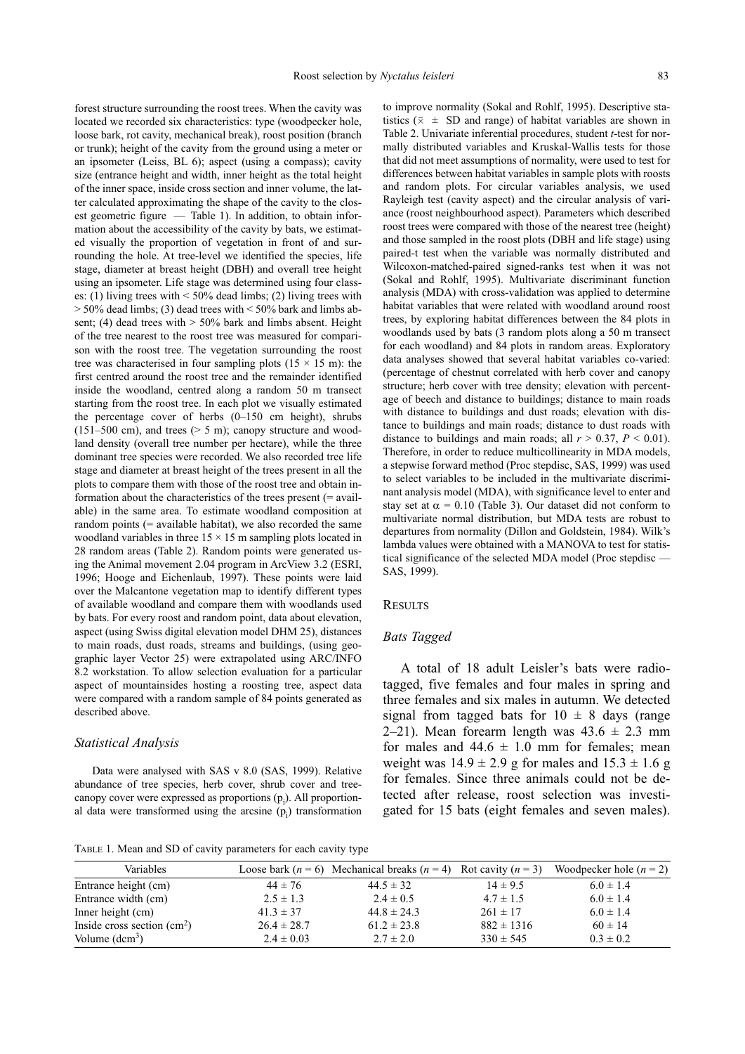forest structure surrounding the roost trees. When the cavity was located we recorded six characteristics: type (woodpecker hole, loose bark, rot cavity, mechanical break), roost position (branch or trunk); height of the cavity from the ground using a meter or an ipsometer (Leiss, BL 6); aspect (using a compass); cavity size (entrance height and width, inner height as the total height of the inner space, inside cross section and inner volume, the latter calculated approximating the shape of the cavity to the closest geometric figure — Table 1). In addition, to obtain information about the accessibility of the cavity by bats, we estimated visually the proportion of vegetation in front of and surrounding the hole. At tree-level we identified the species, life stage, diameter at breast height (DBH) and overall tree height using an ipsometer. Life stage was determined using four classes: (1) living trees with < 50% dead limbs; (2) living trees with > 50% dead limbs; (3) dead trees with < 50% bark and limbs absent; (4) dead trees with > 50% bark and limbs absent. Height of the tree nearest to the roost tree was measured for comparison with the roost tree. The vegetation surrounding the roost tree was characterised in four sampling plots (15 × 15 m): the first centred around the roost tree and the remainder identified inside the woodland, centred along a random 50 m transect starting from the roost tree. In each plot we visually estimated the percentage cover of herbs (0–150 cm height), shrubs (151–500 cm), and trees (> 5 m); canopy structure and woodland density (overall tree number per hectare), while the three dominant tree species were recorded. We also recorded tree life stage and diameter at breast height of the trees present in all the plots to compare them with those of the roost tree and obtain information about the characteristics of the trees present (= available) in the same area. To estimate woodland composition at random points (= available habitat), we also recorded the same woodland variables in three 15 × 15 m sampling plots located in 28 random areas (Table 2). Random points were generated using the Animal movement 2.04 program in ArcView 3.2 (ESRI, 1996; Hooge and Eichenlaub, 1997). These points were laid over the Malcantone vegetation map to identify different types of available woodland and compare them with woodlands used by bats. For every roost and random point, data about elevation, aspect (using Swiss digital elevation model DHM 25), distances to main roads, dust roads, streams and buildings, (using geographic layer Vector 25) were extrapolated using ARC/INFO 8.2 workstation. To allow selection evaluation for a particular aspect of mountainsides hosting a roosting tree, aspect data were compared with a random sample of 84 points generated as described above.

### *Statistical Analysis*

Data were analysed with SAS v 8.0 (SAS, 1999). Relative abundance of tree species, herb cover, shrub cover and tree-canopy cover were expressed as proportions ($p_i$). All proportional data were transformed using the arcsine ($p_i$) transformation to improve normality (Sokal and Rohlf, 1995). Descriptive statistics ($\bar{x}$ ± SD and range) of habitat variables are shown in Table 2. Univariate inferential procedures, student *t*-test for normally distributed variables and Kruskal-Wallis tests for those that did not meet assumptions of normality, were used to test for differences between habitat variables in sample plots with roosts and random plots. For circular variables analysis, we used Rayleigh test (cavity aspect) and the circular analysis of variance (roost neighbourhood aspect). Parameters which described roost trees were compared with those of the nearest tree (height) and those sampled in the roost plots (DBH and life stage) using paired-t test when the variable was normally distributed and Wilcoxon-matched-paired signed-ranks test when it was not (Sokal and Rohlf, 1995). Multivariate discriminant function analysis (MDA) with cross-validation was applied to determine habitat variables that were related with woodland around roost trees, by exploring habitat differences between the 84 plots in woodlands used by bats (3 random plots along a 50 m transect for each woodland) and 84 plots in random areas. Exploratory data analyses showed that several habitat variables co-varied: (percentage of chestnut correlated with herb cover and canopy structure; herb cover with tree density; elevation with percentage of beech and distance to buildings; distance to main roads with distance to buildings and dust roads; elevation with distance to buildings and main roads; distance to dust roads with distance to buildings and main roads; all $r > 0.37$, $P < 0.01$). Therefore, in order to reduce multicollinearity in MDA models, a stepwise forward method (Proc stepdisc, SAS, 1999) was used to select variables to be included in the multivariate discriminant analysis model (MDA), with significance level to enter and stay set at $\alpha = 0.10$ (Table 3). Our dataset did not conform to multivariate normal distribution, but MDA tests are robust to departures from normality (Dillon and Goldstein, 1984). Wilk's lambda values were obtained with a MANOVA to test for statistical significance of the selected MDA model (Proc stepdisc — SAS, 1999).

## Results

### *Bats Tagged*

A total of 18 adult Leisler's bats were radio-tagged, five females and four males in spring and three females and six males in autumn. We detected signal from tagged bats for 10 ± 8 days (range 2–21). Mean forearm length was 43.6 ± 2.3 mm for males and 44.6 ± 1.0 mm for females; mean weight was 14.9 ± 2.9 g for males and 15.3 ± 1.6 g for females. Since three animals could not be detected after release, roost selection was investigated for 15 bats (eight females and seven males).

Table 1. Mean and SD of cavity parameters for each cavity type

| Variables | Loose bark ($n = 6$) | Mechanical breaks ($n = 4$) | Rot cavity ($n = 3$) | Woodpecker hole ($n = 2$) |
|---|---|---|---|---|
| Entrance height (cm) | 44 ± 76 | 44.5 ± 32 | 14 ± 9.5 | 6.0 ± 1.4 |
| Entrance width (cm) | 2.5 ± 1.3 | 2.4 ± 0.5 | 4.7 ± 1.5 | 6.0 ± 1.4 |
| Inner height (cm) | 41.3 ± 37 | 44.8 ± 24.3 | 261 ± 17 | 6.0 ± 1.4 |
| Inside cross section (cm$^2$) | 26.4 ± 28.7 | 61.2 ± 23.8 | 882 ± 1316 | 60 ± 14 |
| Volume (dcm$^3$) | 2.4 ± 0.03 | 2.7 ± 2.0 | 330 ± 545 | 0.3 ± 0.2 |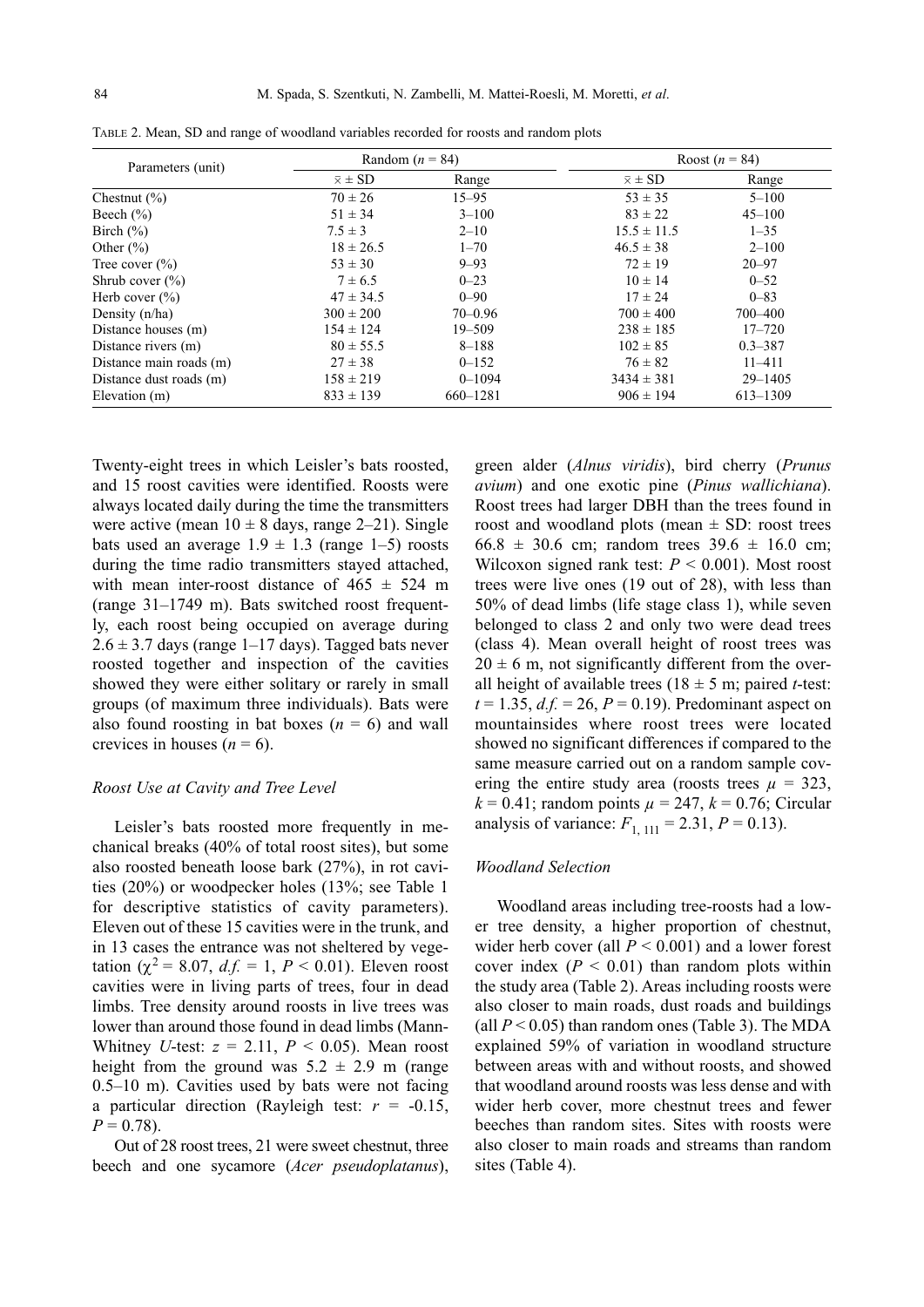TABLE 2. Mean, SD and range of woodland variables recorded for roosts and random plots

| Parameters (unit) | Random ($n$ = 84) | | Roost ($n$ = 84) | |
|---|---|---|---|---|
| | $\bar{x}$ ± SD | Range | $\bar{x}$ ± SD | Range |
| Chestnut (%) | 70 ± 26 | 15–95 | 53 ± 35 | 5–100 |
| Beech (%) | 51 ± 34 | 3–100 | 83 ± 22 | 45–100 |
| Birch (%) | 7.5 ± 3 | 2–10 | 15.5 ± 11.5 | 1–35 |
| Other (%) | 18 ± 26.5 | 1–70 | 46.5 ± 38 | 2–100 |
| Tree cover (%) | 53 ± 30 | 9–93 | 72 ± 19 | 20–97 |
| Shrub cover (%) | 7 ± 6.5 | 0–23 | 10 ± 14 | 0–52 |
| Herb cover (%) | 47 ± 34.5 | 0–90 | 17 ± 24 | 0–83 |
| Density (n/ha) | 300 ± 200 | 70–0.96 | 700 ± 400 | 700–400 |
| Distance houses (m) | 154 ± 124 | 19–509 | 238 ± 185 | 17–720 |
| Distance rivers (m) | 80 ± 55.5 | 8–188 | 102 ± 85 | 0.3–387 |
| Distance main roads (m) | 27 ± 38 | 0–152 | 76 ± 82 | 11–411 |
| Distance dust roads (m) | 158 ± 219 | 0–1094 | 3434 ± 381 | 29–1405 |
| Elevation (m) | 833 ± 139 | 660–1281 | 906 ± 194 | 613–1309 |

Twenty-eight trees in which Leisler's bats roosted, and 15 roost cavities were identified. Roosts were always located daily during the time the transmitters were active (mean 10 ± 8 days, range 2–21). Single bats used an average 1.9 ± 1.3 (range 1–5) roosts during the time radio transmitters stayed attached, with mean inter-roost distance of 465 ± 524 m (range 31–1749 m). Bats switched roost frequently, each roost being occupied on average during 2.6 ± 3.7 days (range 1–17 days). Tagged bats never roosted together and inspection of the cavities showed they were either solitary or rarely in small groups (of maximum three individuals). Bats were also found roosting in bat boxes ($n$ = 6) and wall crevices in houses ($n$ = 6).

### Roost Use at Cavity and Tree Level

Leisler's bats roosted more frequently in mechanical breaks (40% of total roost sites), but some also roosted beneath loose bark (27%), in rot cavities (20%) or woodpecker holes (13%; see Table 1 for descriptive statistics of cavity parameters). Eleven out of these 15 cavities were in the trunk, and in 13 cases the entrance was not sheltered by vegetation ($\chi^2$ = 8.07, *d.f.* = 1, $P$ < 0.01). Eleven roost cavities were in living parts of trees, four in dead limbs. Tree density around roosts in live trees was lower than around those found in dead limbs (Mann-Whitney $U$-test: $z$ = 2.11, $P$ < 0.05). Mean roost height from the ground was 5.2 ± 2.9 m (range 0.5–10 m). Cavities used by bats were not facing a particular direction (Rayleigh test: $r$ = -0.15, $P$ = 0.78).

Out of 28 roost trees, 21 were sweet chestnut, three beech and one sycamore (*Acer pseudoplatanus*), green alder (*Alnus viridis*), bird cherry (*Prunus avium*) and one exotic pine (*Pinus wallichiana*). Roost trees had larger DBH than the trees found in roost and woodland plots (mean ± SD: roost trees 66.8 ± 30.6 cm; random trees 39.6 ± 16.0 cm; Wilcoxon signed rank test: $P$ < 0.001). Most roost trees were live ones (19 out of 28), with less than 50% of dead limbs (life stage class 1), while seven belonged to class 2 and only two were dead trees (class 4). Mean overall height of roost trees was 20 ± 6 m, not significantly different from the overall height of available trees (18 ± 5 m; paired $t$-test: $t$ = 1.35, *d.f.* = 26, $P$ = 0.19). Predominant aspect on mountainsides where roost trees were located showed no significant differences if compared to the same measure carried out on a random sample covering the entire study area (roosts trees $\mu$ = 323, $k$ = 0.41; random points $\mu$ = 247, $k$ = 0.76; Circular analysis of variance: $F_{1, 111}$ = 2.31, $P$ = 0.13).

### Woodland Selection

Woodland areas including tree-roosts had a lower tree density, a higher proportion of chestnut, wider herb cover (all $P$ < 0.001) and a lower forest cover index ($P$ < 0.01) than random plots within the study area (Table 2). Areas including roosts were also closer to main roads, dust roads and buildings (all $P$ < 0.05) than random ones (Table 3). The MDA explained 59% of variation in woodland structure between areas with and without roosts, and showed that woodland around roosts was less dense and with wider herb cover, more chestnut trees and fewer beeches than random sites. Sites with roosts were also closer to main roads and streams than random sites (Table 4).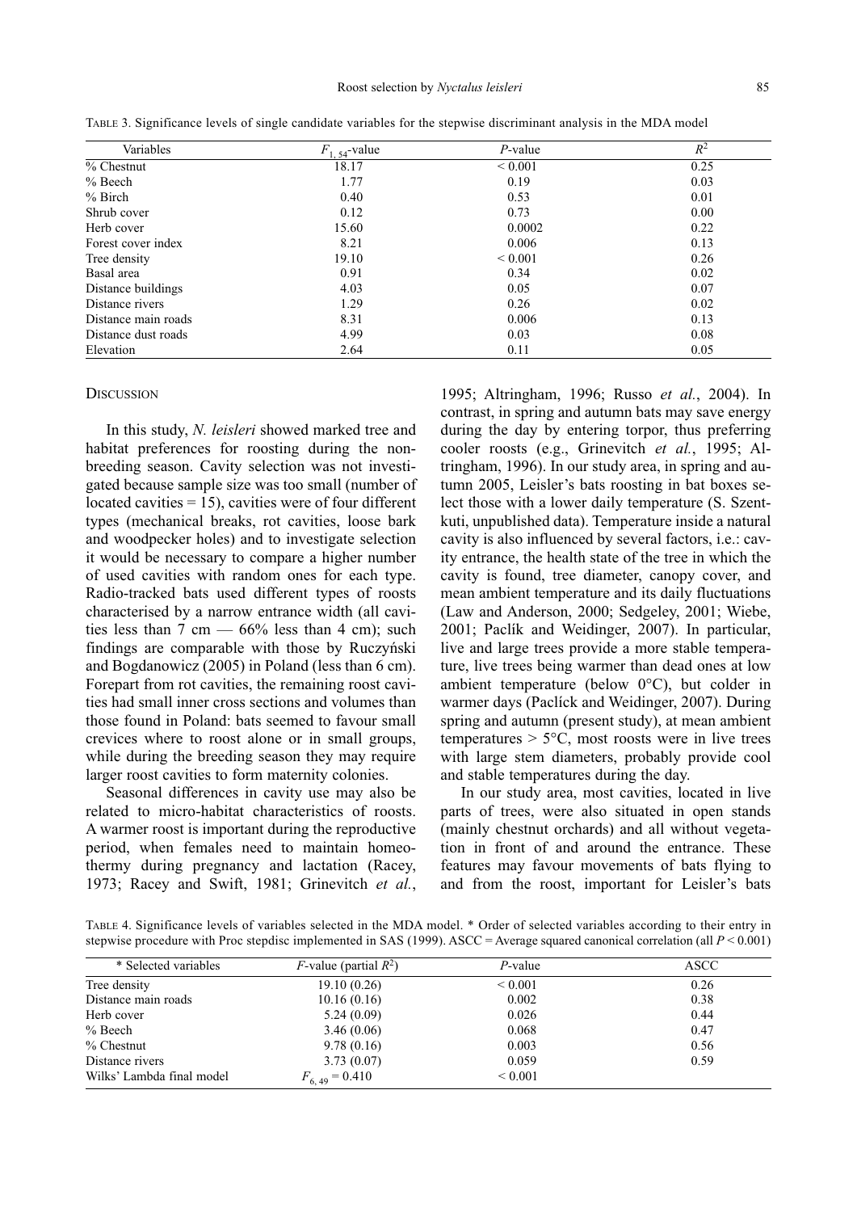TABLE 3. Significance levels of single candidate variables for the stepwise discriminant analysis in the MDA model

| Variables | $F_{1, 54}$-value | $P$-value | $R^2$ |
|---|---|---|---|
| % Chestnut | 18.17 | < 0.001 | 0.25 |
| % Beech | 1.77 | 0.19 | 0.03 |
| % Birch | 0.40 | 0.53 | 0.01 |
| Shrub cover | 0.12 | 0.73 | 0.00 |
| Herb cover | 15.60 | 0.0002 | 0.22 |
| Forest cover index | 8.21 | 0.006 | 0.13 |
| Tree density | 19.10 | < 0.001 | 0.26 |
| Basal area | 0.91 | 0.34 | 0.02 |
| Distance buildings | 4.03 | 0.05 | 0.07 |
| Distance rivers | 1.29 | 0.26 | 0.02 |
| Distance main roads | 8.31 | 0.006 | 0.13 |
| Distance dust roads | 4.99 | 0.03 | 0.08 |
| Elevation | 2.64 | 0.11 | 0.05 |

## DISCUSSION

In this study, *N. leisleri* showed marked tree and habitat preferences for roosting during the non-breeding season. Cavity selection was not investigated because sample size was too small (number of located cavities = 15), cavities were of four different types (mechanical breaks, rot cavities, loose bark and woodpecker holes) and to investigate selection it would be necessary to compare a higher number of used cavities with random ones for each type. Radio-tracked bats used different types of roosts characterised by a narrow entrance width (all cavities less than 7 cm — 66% less than 4 cm); such findings are comparable with those by Ruczyński and Bogdanowicz (2005) in Poland (less than 6 cm). Forepart from rot cavities, the remaining roost cavities had small inner cross sections and volumes than those found in Poland: bats seemed to favour small crevices where to roost alone or in small groups, while during the breeding season they may require larger roost cavities to form maternity colonies.

Seasonal differences in cavity use may also be related to micro-habitat characteristics of roosts. A warmer roost is important during the reproductive period, when females need to maintain homeothermy during pregnancy and lactation (Racey, 1973; Racey and Swift, 1981; Grinevitch *et al.*, 1995; Altringham, 1996; Russo *et al.*, 2004). In contrast, in spring and autumn bats may save energy during the day by entering torpor, thus preferring cooler roosts (e.g., Grinevitch *et al.*, 1995; Altringham, 1996). In our study area, in spring and autumn 2005, Leisler's bats roosting in bat boxes select those with a lower daily temperature (S. Szentkuti, unpublished data). Temperature inside a natural cavity is also influenced by several factors, i.e.: cavity entrance, the health state of the tree in which the cavity is found, tree diameter, canopy cover, and mean ambient temperature and its daily fluctuations (Law and Anderson, 2000; Sedgeley, 2001; Wiebe, 2001; Paclík and Weidinger, 2007). In particular, live and large trees provide a more stable temperature, live trees being warmer than dead ones at low ambient temperature (below 0°C), but colder in warmer days (Paclíck and Weidinger, 2007). During spring and autumn (present study), at mean ambient temperatures > 5°C, most roosts were in live trees with large stem diameters, probably provide cool and stable temperatures during the day.

In our study area, most cavities, located in live parts of trees, were also situated in open stands (mainly chestnut orchards) and all without vegetation in front of and around the entrance. These features may favour movements of bats flying to and from the roost, important for Leisler's bats

TABLE 4. Significance levels of variables selected in the MDA model. * Order of selected variables according to their entry in stepwise procedure with Proc stepdisc implemented in SAS (1999). ASCC = Average squared canonical correlation (all $P < 0.001$)

| * Selected variables | $F$-value (partial $R^2$) | $P$-value | ASCC |
|---|---|---|---|
| Tree density | 19.10 (0.26) | < 0.001 | 0.26 |
| Distance main roads | 10.16 (0.16) | 0.002 | 0.38 |
| Herb cover | 5.24 (0.09) | 0.026 | 0.44 |
| % Beech | 3.46 (0.06) | 0.068 | 0.47 |
| % Chestnut | 9.78 (0.16) | 0.003 | 0.56 |
| Distance rivers | 3.73 (0.07) | 0.059 | 0.59 |
| Wilks' Lambda final model | $F_{6, 49} = 0.410$ | < 0.001 | |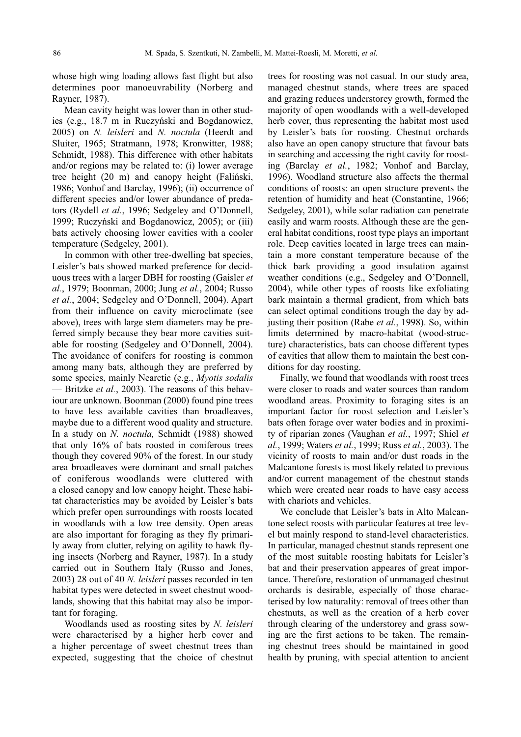whose high wing loading allows fast flight but also determines poor manoeuvrability (Norberg and Rayner, 1987).

Mean cavity height was lower than in other studies (e.g., 18.7 m in Ruczyński and Bogdanowicz, 2005) on *N. leisleri* and *N. noctula* (Heerdt and Sluiter, 1965; Stratmann, 1978; Kronwitter, 1988; Schmidt, 1988). This difference with other habitats and/or regions may be related to: (i) lower average tree height (20 m) and canopy height (Faliński, 1986; Vonhof and Barclay, 1996); (ii) occurrence of different species and/or lower abundance of predators (Rydell *et al.*, 1996; Sedgeley and O'Donnell, 1999; Ruczyński and Bogdanowicz, 2005); or (iii) bats actively choosing lower cavities with a cooler temperature (Sedgeley, 2001).

In common with other tree-dwelling bat species, Leisler's bats showed marked preference for deciduous trees with a larger DBH for roosting (Gaisler *et al.*, 1979; Boonman, 2000; Jung *et al.*, 2004; Russo *et al.*, 2004; Sedgeley and O'Donnell, 2004). Apart from their influence on cavity microclimate (see above), trees with large stem diameters may be preferred simply because they bear more cavities suitable for roosting (Sedgeley and O'Donnell, 2004). The avoidance of conifers for roosting is common among many bats, although they are preferred by some species, mainly Nearctic (e.g., *Myotis sodalis* — Britzke *et al.*, 2003). The reasons of this behaviour are unknown. Boonman (2000) found pine trees to have less available cavities than broadleaves, maybe due to a different wood quality and structure. In a study on *N. noctula,* Schmidt (1988) showed that only 16% of bats roosted in coniferous trees though they covered 90% of the forest. In our study area broadleaves were dominant and small patches of coniferous woodlands were cluttered with a closed canopy and low canopy height. These habitat characteristics may be avoided by Leisler's bats which prefer open surroundings with roosts located in woodlands with a low tree density. Open areas are also important for foraging as they fly primarily away from clutter, relying on agility to hawk flying insects (Norberg and Rayner, 1987). In a study carried out in Southern Italy (Russo and Jones, 2003) 28 out of 40 *N. leisleri* passes recorded in ten habitat types were detected in sweet chestnut woodlands, showing that this habitat may also be important for foraging.

Woodlands used as roosting sites by *N. leisleri* were characterised by a higher herb cover and a higher percentage of sweet chestnut trees than expected, suggesting that the choice of chestnut trees for roosting was not casual. In our study area, managed chestnut stands, where trees are spaced and grazing reduces understorey growth, formed the majority of open woodlands with a well-developed herb cover, thus representing the habitat most used by Leisler's bats for roosting. Chestnut orchards also have an open canopy structure that favour bats in searching and accessing the right cavity for roosting (Barclay *et al.*, 1982; Vonhof and Barclay, 1996). Woodland structure also affects the thermal conditions of roosts: an open structure prevents the retention of humidity and heat (Constantine, 1966; Sedgeley, 2001), while solar radiation can penetrate easily and warm roosts. Although these are the general habitat conditions, roost type plays an important role. Deep cavities located in large trees can maintain a more constant temperature because of the thick bark providing a good insulation against weather conditions (e.g., Sedgeley and O'Donnell, 2004), while other types of roosts like exfoliating bark maintain a thermal gradient, from which bats can select optimal conditions trough the day by adjusting their position (Rabe *et al.*, 1998). So, within limits determined by macro-habitat (wood-structure) characteristics, bats can choose different types of cavities that allow them to maintain the best conditions for day roosting.

Finally, we found that woodlands with roost trees were closer to roads and water sources than random woodland areas. Proximity to foraging sites is an important factor for roost selection and Leisler's bats often forage over water bodies and in proximity of riparian zones (Vaughan *et al.*, 1997; Shiel *et al.*, 1999; Waters *et al.*, 1999; Russ *et al.*, 2003). The vicinity of roosts to main and/or dust roads in the Malcantone forests is most likely related to previous and/or current management of the chestnut stands which were created near roads to have easy access with chariots and vehicles.

We conclude that Leisler's bats in Alto Malcantone select roosts with particular features at tree level but mainly respond to stand-level characteristics. In particular, managed chestnut stands represent one of the most suitable roosting habitats for Leisler's bat and their preservation appeares of great importance. Therefore, restoration of unmanaged chestnut orchards is desirable, especially of those characterised by low naturality: removal of trees other than chestnuts, as well as the creation of a herb cover through clearing of the understorey and grass sowing are the first actions to be taken. The remaining chestnut trees should be maintained in good health by pruning, with special attention to ancient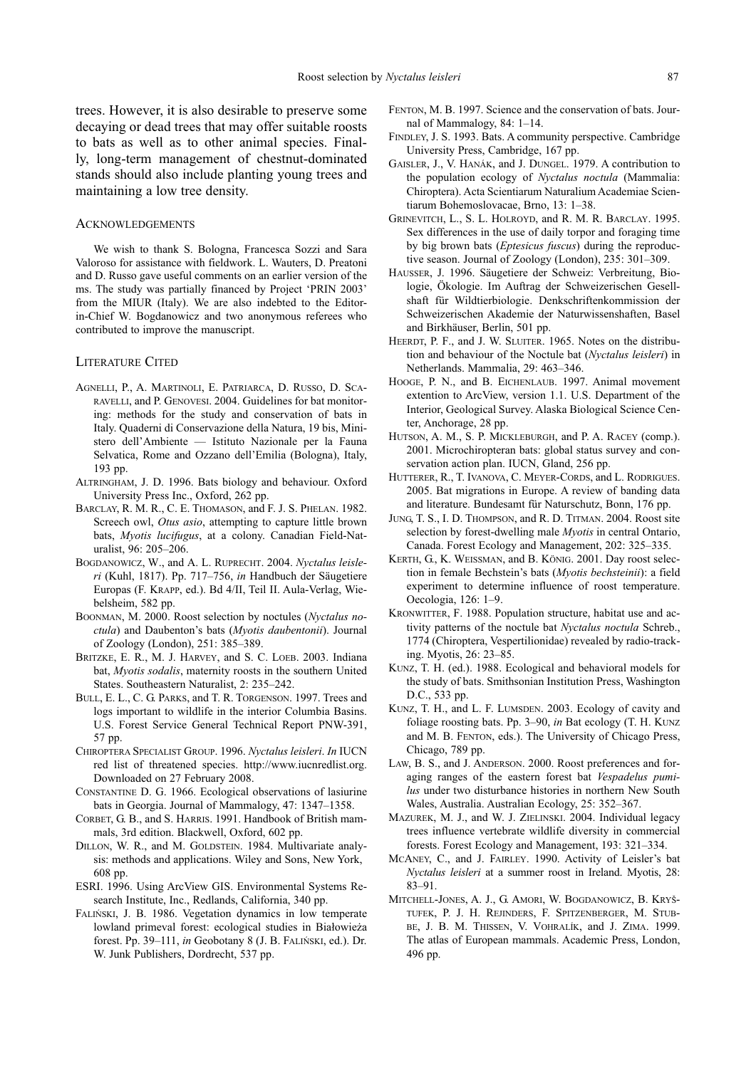trees. However, it is also desirable to preserve some decaying or dead trees that may offer suitable roosts to bats as well as to other animal species. Finally, long-term management of chestnut-dominated stands should also include planting young trees and maintaining a low tree density.

## Acknowledgements

We wish to thank S. Bologna, Francesca Sozzi and Sara Valoroso for assistance with fieldwork. L. Wauters, D. Preatoni and D. Russo gave useful comments on an earlier version of the ms. The study was partially financed by Project 'PRIN 2003' from the MIUR (Italy). We are also indebted to the Editor-in-Chief W. Bogdanowicz and two anonymous referees who contributed to improve the manuscript.

## Literature Cited

Agnelli, P., A. Martinoli, E. Patriarca, D. Russo, D. Scaravelli, and P. Genovesi. 2004. Guidelines for bat monitoring: methods for the study and conservation of bats in Italy. Quaderni di Conservazione della Natura, 19 bis, Ministero dell'Ambiente — Istituto Nazionale per la Fauna Selvatica, Rome and Ozzano dell'Emilia (Bologna), Italy, 193 pp.

Altringham, J. D. 1996. Bats biology and behaviour. Oxford University Press Inc., Oxford, 262 pp.

Barclay, R. M. R., C. E. Thomason, and F. J. S. Phelan. 1982. Screech owl, *Otus asio*, attempting to capture little brown bats, *Myotis lucifugus*, at a colony. Canadian Field-Naturalist, 96: 205–206.

Bogdanowicz, W., and A. L. Ruprecht. 2004. *Nyctalus leisleri* (Kuhl, 1817). Pp. 717–756, *in* Handbuch der Säugetiere Europas (F. Krapp, ed.). Bd 4/II, Teil II. Aula-Verlag, Wiebelsheim, 582 pp.

Boonman, M. 2000. Roost selection by noctules (*Nyctalus noctula*) and Daubenton's bats (*Myotis daubentonii*). Journal of Zoology (London), 251: 385–389.

Britzke, E. R., M. J. Harvey, and S. C. Loeb. 2003. Indiana bat, *Myotis sodalis*, maternity roosts in the southern United States. Southeastern Naturalist, 2: 235–242.

Bull, E. L., C. G. Parks, and T. R. Torgenson. 1997. Trees and logs important to wildlife in the interior Columbia Basins. U.S. Forest Service General Technical Report PNW-391, 57 pp.

Chiroptera Specialist Group. 1996. *Nyctalus leisleri*. *In* IUCN red list of threatened species. http://www.iucnredlist.org. Downloaded on 27 February 2008.

Constantine D. G. 1966. Ecological observations of lasiurine bats in Georgia. Journal of Mammalogy, 47: 1347–1358.

Corbet, G. B., and S. Harris. 1991. Handbook of British mammals, 3rd edition. Blackwell, Oxford, 602 pp.

Dillon, W. R., and M. Goldstein. 1984. Multivariate analysis: methods and applications. Wiley and Sons, New York, 608 pp.

ESRI. 1996. Using ArcView GIS. Environmental Systems Research Institute, Inc., Redlands, California, 340 pp.

Faliński, J. B. 1986. Vegetation dynamics in low temperate lowland primeval forest: ecological studies in Białowieża forest. Pp. 39–111, *in* Geobotany 8 (J. B. Faliński, ed.). Dr. W. Junk Publishers, Dordrecht, 537 pp.

Fenton, M. B. 1997. Science and the conservation of bats. Journal of Mammalogy, 84: 1–14.

Findley, J. S. 1993. Bats. A community perspective. Cambridge University Press, Cambridge, 167 pp.

Gaisler, J., V. Hanák, and J. Dungel. 1979. A contribution to the population ecology of *Nyctalus noctula* (Mammalia: Chiroptera). Acta Scientiarum Naturalium Academiae Scientiarum Bohemoslovacae, Brno, 13: 1–38.

Grinevitch, L., S. L. Holroyd, and R. M. R. Barclay. 1995. Sex differences in the use of daily torpor and foraging time by big brown bats (*Eptesicus fuscus*) during the reproductive season. Journal of Zoology (London), 235: 301–309.

Haussen, J. 1996. Säugetiere der Schweiz: Verbreitung, Biologie, Ökologie. Im Auftrag der Schweizerischen Gesellshaft für Wildtierbiologie. Denkschriftenkommission der Schweizerischen Akademie der Naturwissenshaften, Basel and Birkhäuser, Berlin, 501 pp.

Heerdt, P. F., and J. W. Sluiter. 1965. Notes on the distribution and behaviour of the Noctule bat (*Nyctalus leisleri*) in Netherlands. Mammalia, 29: 463–346.

Hooge, P. N., and B. Eichenlaub. 1997. Animal movement extention to ArcView, version 1.1. U.S. Department of the Interior, Geological Survey. Alaska Biological Science Center, Anchorage, 28 pp.

Hutson, A. M., S. P. Mickleburgh, and P. A. Racey (comp.). 2001. Microchiropteran bats: global status survey and conservation action plan. IUCN, Gland, 256 pp.

Hutterer, R., T. Ivanova, C. Meyer-Cords, and L. Rodrigues. 2005. Bat migrations in Europe. A review of banding data and literature. Bundesamt für Naturschutz, Bonn, 176 pp.

Jung, T. S., I. D. Thompson, and R. D. Titman. 2004. Roost site selection by forest-dwelling male *Myotis* in central Ontario, Canada. Forest Ecology and Management, 202: 325–335.

Kerth, G., K. Weissman, and B. König. 2001. Day roost selection in female Bechstein's bats (*Myotis bechsteinii*): a field experiment to determine influence of roost temperature. Oecologia, 126: 1–9.

Kronwitter, F. 1988. Population structure, habitat use and activity patterns of the noctule bat *Nyctalus noctula* Schreb., 1774 (Chiroptera, Vespertilionidae) revealed by radio-tracking. Myotis, 26: 23–85.

Kunz, T. H. (ed.). 1988. Ecological and behavioral models for the study of bats. Smithsonian Institution Press, Washington D.C., 533 pp.

Kunz, T. H., and L. F. Lumsden. 2003. Ecology of cavity and foliage roosting bats. Pp. 3–90, *in* Bat ecology (T. H. Kunz and M. B. Fenton, eds.). The University of Chicago Press, Chicago, 789 pp.

Law, B. S., and J. Anderson. 2000. Roost preferences and foraging ranges of the eastern forest bat *Vespadelus pumilus* under two disturbance histories in northern New South Wales, Australia. Australian Ecology, 25: 352–367.

Mazurek, M. J., and W. J. Zielinski. 2004. Individual legacy trees influence vertebrate wildlife diversity in commercial forests. Forest Ecology and Management, 193: 321–334.

McAney, C., and J. Fairley. 1990. Activity of Leisler's bat *Nyctalus leisleri* at a summer roost in Ireland. Myotis, 28: 83–91.

Mitchell-Jones, A. J., G. Amori, W. Bogdanowicz, B. Kryštufek, P. J. H. Reijnders, F. Spitzenberger, M. Stubbe, J. B. M. Thissen, V. Vohralík, and J. Zima. 1999. The atlas of European mammals. Academic Press, London, 496 pp.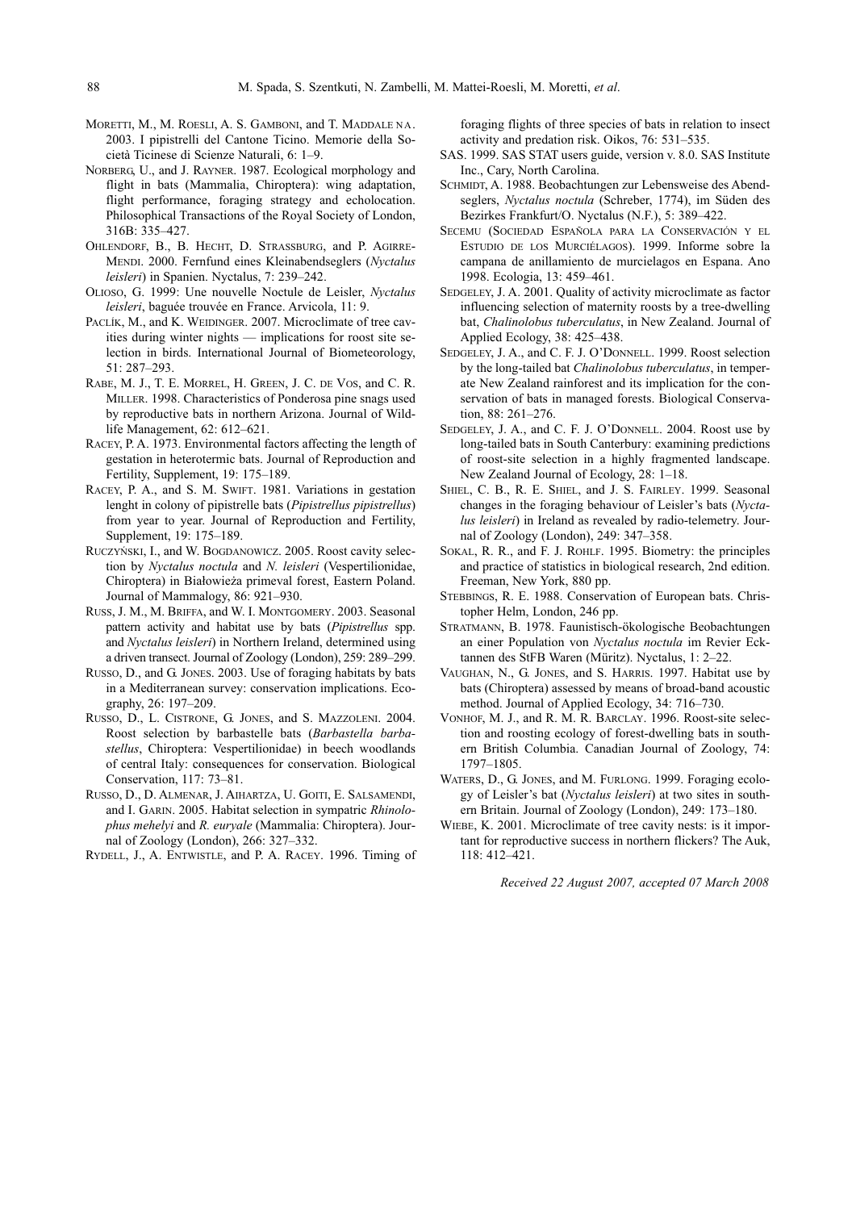Moretti, M., M. Roesli, A. S. Gamboni, and T. Maddalena. 2003. I pipistrelli del Cantone Ticino. Memorie della Società Ticinese di Scienze Naturali, 6: 1–9.

Norberg, U., and J. Rayner. 1987. Ecological morphology and flight in bats (Mammalia, Chiroptera): wing adaptation, flight performance, foraging strategy and echolocation. Philosophical Transactions of the Royal Society of London, 316B: 335–427.

Ohlendorf, B., B. Hecht, D. Strassburg, and P. Agirre-Mendi. 2000. Fernfund eines Kleinabendseglers (*Nyctalus leisleri*) in Spanien. Nyctalus, 7: 239–242.

Olioso, G. 1999: Une nouvelle Noctule de Leisler, *Nyctalus leisleri*, baguée trouvée en France. Arvicola, 11: 9.

Paclík, M., and K. Weidinger. 2007. Microclimate of tree cavities during winter nights — implications for roost site selection in birds. International Journal of Biometeorology, 51: 287–293.

Rabe, M. J., T. E. Morrel, H. Green, J. C. de Vos, and C. R. Miller. 1998. Characteristics of Ponderosa pine snags used by reproductive bats in northern Arizona. Journal of Wildlife Management, 62: 612–621.

Racey, P. A. 1973. Environmental factors affecting the length of gestation in heterotermic bats. Journal of Reproduction and Fertility, Supplement, 19: 175–189.

Racey, P. A., and S. M. Swift. 1981. Variations in gestation lenght in colony of pipistrelle bats (*Pipistrellus pipistrellus*) from year to year. Journal of Reproduction and Fertility, Supplement, 19: 175–189.

Ruczyński, I., and W. Bogdanowicz. 2005. Roost cavity selection by *Nyctalus noctula* and *N. leisleri* (Vespertilionidae, Chiroptera) in Białowieża primeval forest, Eastern Poland. Journal of Mammalogy, 86: 921–930.

Russ, J. M., M. Briffa, and W. I. Montgomery. 2003. Seasonal pattern activity and habitat use by bats (*Pipistrellus* spp. and *Nyctalus leisleri*) in Northern Ireland, determined using a driven transect. Journal of Zoology (London), 259: 289–299.

Russo, D., and G. Jones. 2003. Use of foraging habitats by bats in a Mediterranean survey: conservation implications. Ecography, 26: 197–209.

Russo, D., L. Cistrone, G. Jones, and S. Mazzoleni. 2004. Roost selection by barbastelle bats (*Barbastella barbastellus*, Chiroptera: Vespertilionidae) in beech woodlands of central Italy: consequences for conservation. Biological Conservation, 117: 73–81.

Russo, D., D. Almenar, J. Aihartza, U. Goiti, E. Salsamendi, and I. Garin. 2005. Habitat selection in sympatric *Rhinolophus mehelyi* and *R. euryale* (Mammalia: Chiroptera). Journal of Zoology (London), 266: 327–332.

Rydell, J., A. Entwistle, and P. A. Racey. 1996. Timing of foraging flights of three species of bats in relation to insect activity and predation risk. Oikos, 76: 531–535.

SAS. 1999. SAS STAT users guide, version v. 8.0. SAS Institute Inc., Cary, North Carolina.

Schmidt, A. 1988. Beobachtungen zur Lebensweise des Abendseglers, *Nyctalus noctula* (Schreber, 1774), im Süden des Bezirkes Frankfurt/O. Nyctalus (N.F.), 5: 389–422.

Secemu (Sociedad Española para la Conservación y el Estudio de los Murciélagos). 1999. Informe sobre la campana de anillamiento de murcielagos en Espana. Ano 1998. Ecologia, 13: 459–461.

Sedgeley, J. A. 2001. Quality of activity microclimate as factor influencing selection of maternity roosts by a tree-dwelling bat, *Chalinolobus tuberculatus*, in New Zealand. Journal of Applied Ecology, 38: 425–438.

Sedgeley, J. A., and C. F. J. O'Donnell. 1999. Roost selection by the long-tailed bat *Chalinolobus tuberculatus*, in temperate New Zealand rainforest and its implication for the conservation of bats in managed forests. Biological Conservation, 88: 261–276.

Sedgeley, J. A., and C. F. J. O'Donnell. 2004. Roost use by long-tailed bats in South Canterbury: examining predictions of roost-site selection in a highly fragmented landscape. New Zealand Journal of Ecology, 28: 1–18.

Shiel, C. B., R. E. Shiel, and J. S. Fairley. 1999. Seasonal changes in the foraging behaviour of Leisler's bats (*Nyctalus leisleri*) in Ireland as revealed by radio-telemetry. Journal of Zoology (London), 249: 347–358.

Sokal, R. R., and F. J. Rohlf. 1995. Biometry: the principles and practice of statistics in biological research, 2nd edition. Freeman, New York, 880 pp.

Stebbings, R. E. 1988. Conservation of European bats. Christopher Helm, London, 246 pp.

Stratmann, B. 1978. Faunistisch-ökologische Beobachtungen an einer Population von *Nyctalus noctula* im Revier Ecktannen des StFB Waren (Müritz). Nyctalus, 1: 2–22.

Vaughan, N., G. Jones, and S. Harris. 1997. Habitat use by bats (Chiroptera) assessed by means of broad-band acoustic method. Journal of Applied Ecology, 34: 716–730.

Vonhof, M. J., and R. M. R. Barclay. 1996. Roost-site selection and roosting ecology of forest-dwelling bats in southern British Columbia. Canadian Journal of Zoology, 74: 1797–1805.

Waters, D., G. Jones, and M. Furlong. 1999. Foraging ecology of Leisler's bat (*Nyctalus leisleri*) at two sites in southern Britain. Journal of Zoology (London), 249: 173–180.

Wiebe, K. 2001. Microclimate of tree cavity nests: is it important for reproductive success in northern flickers? The Auk, 118: 412–421.

*Received 22 August 2007, accepted 07 March 2008*